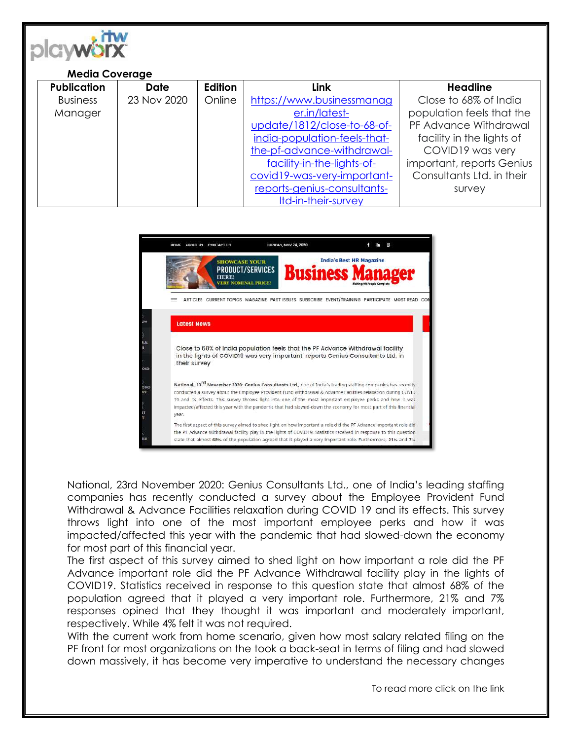**Media Coverage**

| Publication | Date | Edition | Link | Headline |
|---|---|---|---|---|
| Business Manager | 23 Nov 2020 | Online | https://www.businessmanager.in/latest-update/1812/close-to-68-of-india-population-feels-that-the-pf-advance-withdrawal-facility-in-the-lights-of-covid19-was-very-important-reports-genius-consultants-ltd-in-their-survey | Close to 68% of India population feels that the PF Advance Withdrawal facility in the lights of COVID19 was very important, reports Genius Consultants Ltd. in their survey |

National, 23rd November 2020: Genius Consultants Ltd., one of India's leading staffing companies has recently conducted a survey about the Employee Provident Fund Withdrawal & Advance Facilities relaxation during COVID 19 and its effects. This survey throws light into one of the most important employee perks and how it was impacted/affected this year with the pandemic that had slowed-down the economy for most part of this financial year.

The first aspect of this survey aimed to shed light on how important a role did the PF Advance important role did the PF Advance Withdrawal facility play in the lights of COVID19. Statistics received in response to this question state that almost 68% of the population agreed that it played a very important role. Furthermore, 21% and 7% responses opined that they thought it was important and moderately important, respectively. While 4% felt it was not required.

With the current work from home scenario, given how most salary related filing on the PF front for most organizations on the took a back-seat in terms of filing and had slowed down massively, it has become very imperative to understand the necessary changes

To read more click on the link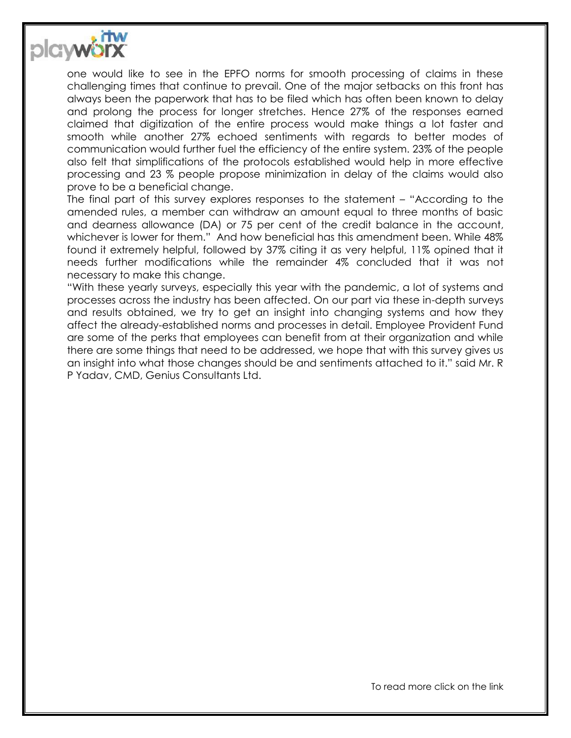one would like to see in the EPFO norms for smooth processing of claims in these challenging times that continue to prevail. One of the major setbacks on this front has always been the paperwork that has to be filed which has often been known to delay and prolong the process for longer stretches. Hence 27% of the responses earned claimed that digitization of the entire process would make things a lot faster and smooth while another 27% echoed sentiments with regards to better modes of communication would further fuel the efficiency of the entire system. 23% of the people also felt that simplifications of the protocols established would help in more effective processing and 23 % people propose minimization in delay of the claims would also prove to be a beneficial change.

The final part of this survey explores responses to the statement – "According to the amended rules, a member can withdraw an amount equal to three months of basic and dearness allowance (DA) or 75 per cent of the credit balance in the account, whichever is lower for them." And how beneficial has this amendment been. While 48% found it extremely helpful, followed by 37% citing it as very helpful, 11% opined that it needs further modifications while the remainder 4% concluded that it was not necessary to make this change.

"With these yearly surveys, especially this year with the pandemic, a lot of systems and processes across the industry has been affected. On our part via these in-depth surveys and results obtained, we try to get an insight into changing systems and how they affect the already-established norms and processes in detail. Employee Provident Fund are some of the perks that employees can benefit from at their organization and while there are some things that need to be addressed, we hope that with this survey gives us an insight into what those changes should be and sentiments attached to it." said Mr. R P Yadav, CMD, Genius Consultants Ltd.

To read more click on the link